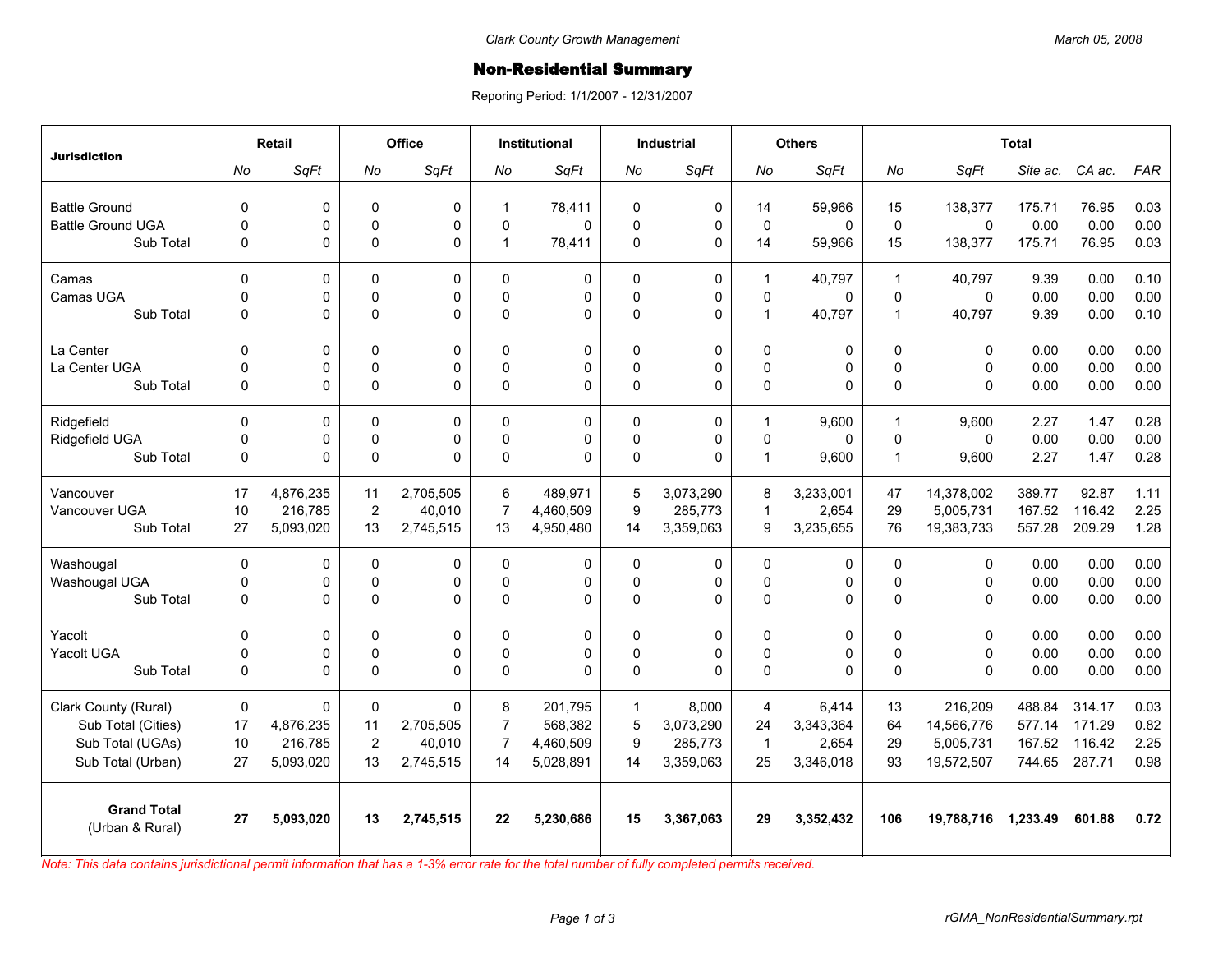Clark County Growth Management

March 05, 2008

# Non-Residential Summary

Reporing Period: 1/1/2007 - 12/31/2007

| Jurisdiction | Retail | | Office | | Institutional | | Industrial | | Others | | Total | | | | |
|---|---|---|---|---|---|---|---|---|---|---|---|---|---|---|---|
| | No | SqFt | No | SqFt | No | SqFt | No | SqFt | No | SqFt | No | SqFt | Site ac. | CA ac. | FAR |
| Battle Ground | 0 | 0 | 0 | 0 | 1 | 78,411 | 0 | 0 | 14 | 59,966 | 15 | 138,377 | 175.71 | 76.95 | 0.03 |
| Battle Ground UGA | 0 | 0 | 0 | 0 | 0 | 0 | 0 | 0 | 0 | 0 | 0 | 0 | 0.00 | 0.00 | 0.00 |
| Sub Total | 0 | 0 | 0 | 0 | 1 | 78,411 | 0 | 0 | 14 | 59,966 | 15 | 138,377 | 175.71 | 76.95 | 0.03 |
| Camas | 0 | 0 | 0 | 0 | 0 | 0 | 0 | 0 | 1 | 40,797 | 1 | 40,797 | 9.39 | 0.00 | 0.10 |
| Camas UGA | 0 | 0 | 0 | 0 | 0 | 0 | 0 | 0 | 0 | 0 | 0 | 0 | 0.00 | 0.00 | 0.00 |
| Sub Total | 0 | 0 | 0 | 0 | 0 | 0 | 0 | 0 | 1 | 40,797 | 1 | 40,797 | 9.39 | 0.00 | 0.10 |
| La Center | 0 | 0 | 0 | 0 | 0 | 0 | 0 | 0 | 0 | 0 | 0 | 0 | 0.00 | 0.00 | 0.00 |
| La Center UGA | 0 | 0 | 0 | 0 | 0 | 0 | 0 | 0 | 0 | 0 | 0 | 0 | 0.00 | 0.00 | 0.00 |
| Sub Total | 0 | 0 | 0 | 0 | 0 | 0 | 0 | 0 | 0 | 0 | 0 | 0 | 0.00 | 0.00 | 0.00 |
| Ridgefield | 0 | 0 | 0 | 0 | 0 | 0 | 0 | 0 | 1 | 9,600 | 1 | 9,600 | 2.27 | 1.47 | 0.28 |
| Ridgefield UGA | 0 | 0 | 0 | 0 | 0 | 0 | 0 | 0 | 0 | 0 | 0 | 0 | 0.00 | 0.00 | 0.00 |
| Sub Total | 0 | 0 | 0 | 0 | 0 | 0 | 0 | 0 | 1 | 9,600 | 1 | 9,600 | 2.27 | 1.47 | 0.28 |
| Vancouver | 17 | 4,876,235 | 11 | 2,705,505 | 6 | 489,971 | 5 | 3,073,290 | 8 | 3,233,001 | 47 | 14,378,002 | 389.77 | 92.87 | 1.11 |
| Vancouver UGA | 10 | 216,785 | 2 | 40,010 | 7 | 4,460,509 | 9 | 285,773 | 1 | 2,654 | 29 | 5,005,731 | 167.52 | 116.42 | 2.25 |
| Sub Total | 27 | 5,093,020 | 13 | 2,745,515 | 13 | 4,950,480 | 14 | 3,359,063 | 9 | 3,235,655 | 76 | 19,383,733 | 557.28 | 209.29 | 1.28 |
| Washougal | 0 | 0 | 0 | 0 | 0 | 0 | 0 | 0 | 0 | 0 | 0 | 0 | 0.00 | 0.00 | 0.00 |
| Washougal UGA | 0 | 0 | 0 | 0 | 0 | 0 | 0 | 0 | 0 | 0 | 0 | 0 | 0.00 | 0.00 | 0.00 |
| Sub Total | 0 | 0 | 0 | 0 | 0 | 0 | 0 | 0 | 0 | 0 | 0 | 0 | 0.00 | 0.00 | 0.00 |
| Yacolt | 0 | 0 | 0 | 0 | 0 | 0 | 0 | 0 | 0 | 0 | 0 | 0 | 0.00 | 0.00 | 0.00 |
| Yacolt UGA | 0 | 0 | 0 | 0 | 0 | 0 | 0 | 0 | 0 | 0 | 0 | 0 | 0.00 | 0.00 | 0.00 |
| Sub Total | 0 | 0 | 0 | 0 | 0 | 0 | 0 | 0 | 0 | 0 | 0 | 0 | 0.00 | 0.00 | 0.00 |
| Clark County (Rural) | 0 | 0 | 0 | 0 | 8 | 201,795 | 1 | 8,000 | 4 | 6,414 | 13 | 216,209 | 488.84 | 314.17 | 0.03 |
| Sub Total (Cities) | 17 | 4,876,235 | 11 | 2,705,505 | 7 | 568,382 | 5 | 3,073,290 | 24 | 3,343,364 | 64 | 14,566,776 | 577.14 | 171.29 | 0.82 |
| Sub Total (UGAs) | 10 | 216,785 | 2 | 40,010 | 7 | 4,460,509 | 9 | 285,773 | 1 | 2,654 | 29 | 5,005,731 | 167.52 | 116.42 | 2.25 |
| Sub Total (Urban) | 27 | 5,093,020 | 13 | 2,745,515 | 14 | 5,028,891 | 14 | 3,359,063 | 25 | 3,346,018 | 93 | 19,572,507 | 744.65 | 287.71 | 0.98 |
| **Grand Total** (Urban & Rural) | **27** | **5,093,020** | **13** | **2,745,515** | **22** | **5,230,686** | **15** | **3,367,063** | **29** | **3,352,432** | **106** | **19,788,716** | **1,233.49** | **601.88** | **0.72** |

*Note: This data contains jurisdictional permit information that has a 1-3% error rate for the total number of fully completed permits received.*

rGMA_NonResidentialSummary.rpt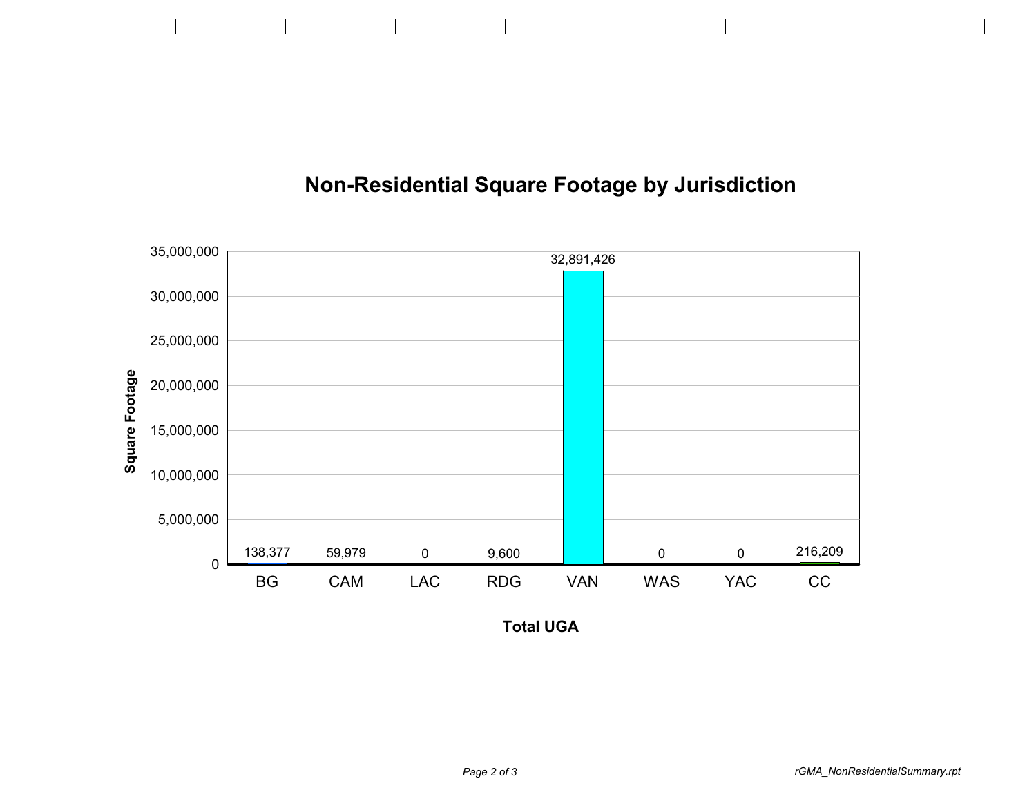## Non-Residential Square Footage by Jurisdiction

| Total UGA | BG | CAM | LAC | RDG | VAN | WAS | YAC | CC |
|---|---|---|---|---|---|---|---|---|
| Square Footage | 138,377 | 59,979 | 0 | 9,600 | 32,891,426 | 0 | 0 | 216,209 |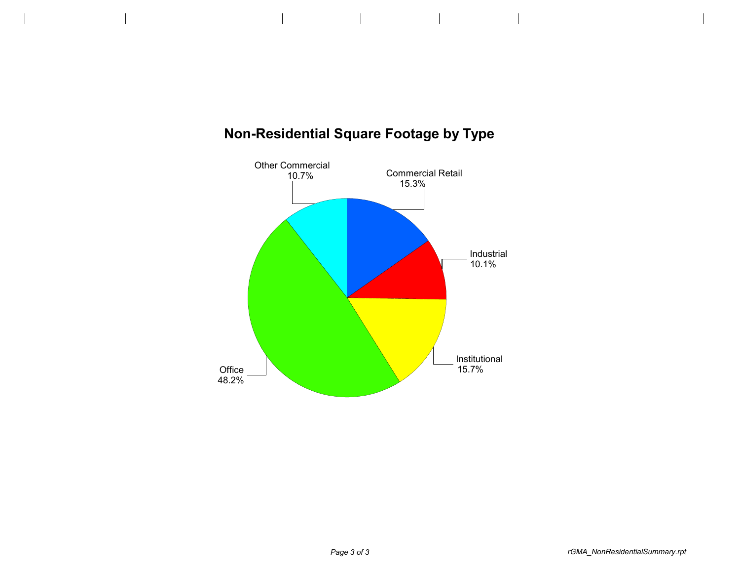## Non-Residential Square Footage by Type

Other Commercial
10.7%

Commercial Retail
15.3%

Industrial
10.1%

Institutional
15.7%

Office
48.2%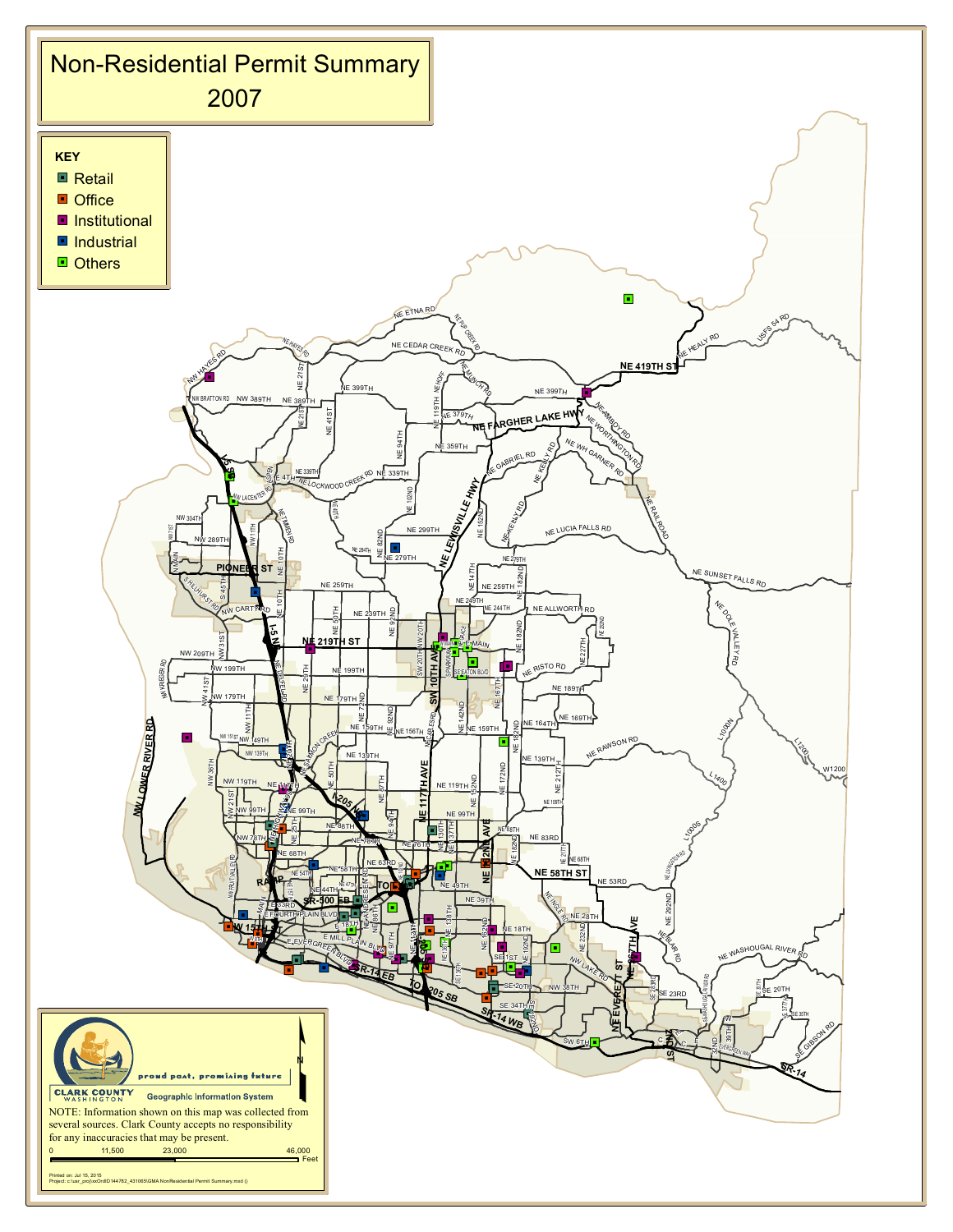# Non-Residential Permit Summary 2007

**KEY**

- Retail
- Office
- Institutional
- Industrial
- Others

proud past, promising future

CLARK COUNTY WASHINGTON

Geographic Information System

NOTE: Information shown on this map was collected from several sources. Clark County accepts no responsibility for any inaccuracies that may be present.

0 11,500 23,000 46,000 Feet

Printed on: Jul 15, 2015
Project: c:\usr_proj\ocOrdB144782_431065\GMA NonResidential Permit Summary.mxd ()